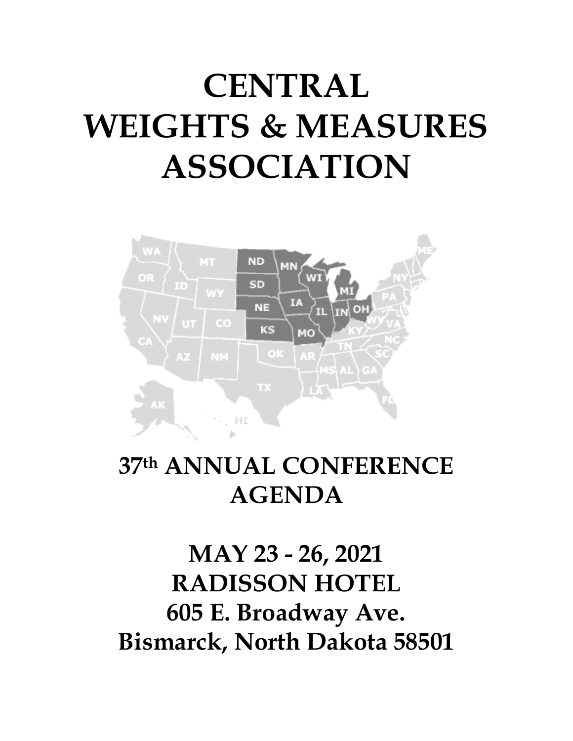# CENTRAL WEIGHTS & MEASURES ASSOCIATION

## 37th ANNUAL CONFERENCE AGENDA

## MAY 23 - 26, 2021
## RADISSON HOTEL
## 605 E. Broadway Ave.
## Bismarck, North Dakota 58501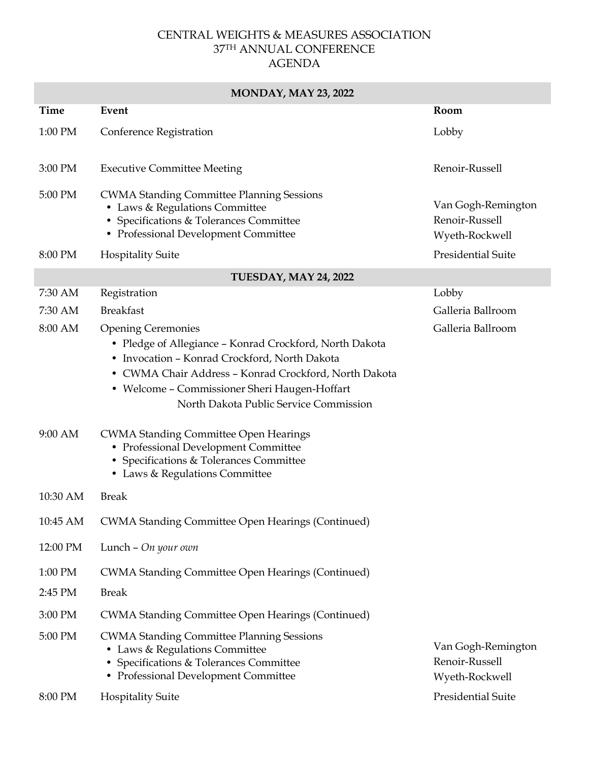# CENTRAL WEIGHTS & MEASURES ASSOCIATION
## 37TH ANNUAL CONFERENCE
## AGENDA

| Time | Event | Room |
|---|---|---|
| **MONDAY, MAY 23, 2022** | | |
| 1:00 PM | Conference Registration | Lobby |
| 3:00 PM | Executive Committee Meeting | Renoir-Russell |
| 5:00 PM | CWMA Standing Committee Planning Sessions<br>• Laws & Regulations Committee<br>• Specifications & Tolerances Committee<br>• Professional Development Committee | <br>Van Gogh-Remington<br>Renoir-Russell<br>Wyeth-Rockwell |
| 8:00 PM | Hospitality Suite | Presidential Suite |
| **TUESDAY, MAY 24, 2022** | | |
| 7:30 AM | Registration | Lobby |
| 7:30 AM | Breakfast | Galleria Ballroom |
| 8:00 AM | Opening Ceremonies<br>• Pledge of Allegiance – Konrad Crockford, North Dakota<br>• Invocation – Konrad Crockford, North Dakota<br>• CWMA Chair Address – Konrad Crockford, North Dakota<br>• Welcome – Commissioner Sheri Haugen-Hoffart<br>North Dakota Public Service Commission | Galleria Ballroom |
| 9:00 AM | CWMA Standing Committee Open Hearings<br>• Professional Development Committee<br>• Specifications & Tolerances Committee<br>• Laws & Regulations Committee | |
| 10:30 AM | Break | |
| 10:45 AM | CWMA Standing Committee Open Hearings (Continued) | |
| 12:00 PM | Lunch – *On your own* | |
| 1:00 PM | CWMA Standing Committee Open Hearings (Continued) | |
| 2:45 PM | Break | |
| 3:00 PM | CWMA Standing Committee Open Hearings (Continued) | |
| 5:00 PM | CWMA Standing Committee Planning Sessions<br>• Laws & Regulations Committee<br>• Specifications & Tolerances Committee<br>• Professional Development Committee | <br>Van Gogh-Remington<br>Renoir-Russell<br>Wyeth-Rockwell |
| 8:00 PM | Hospitality Suite | Presidential Suite |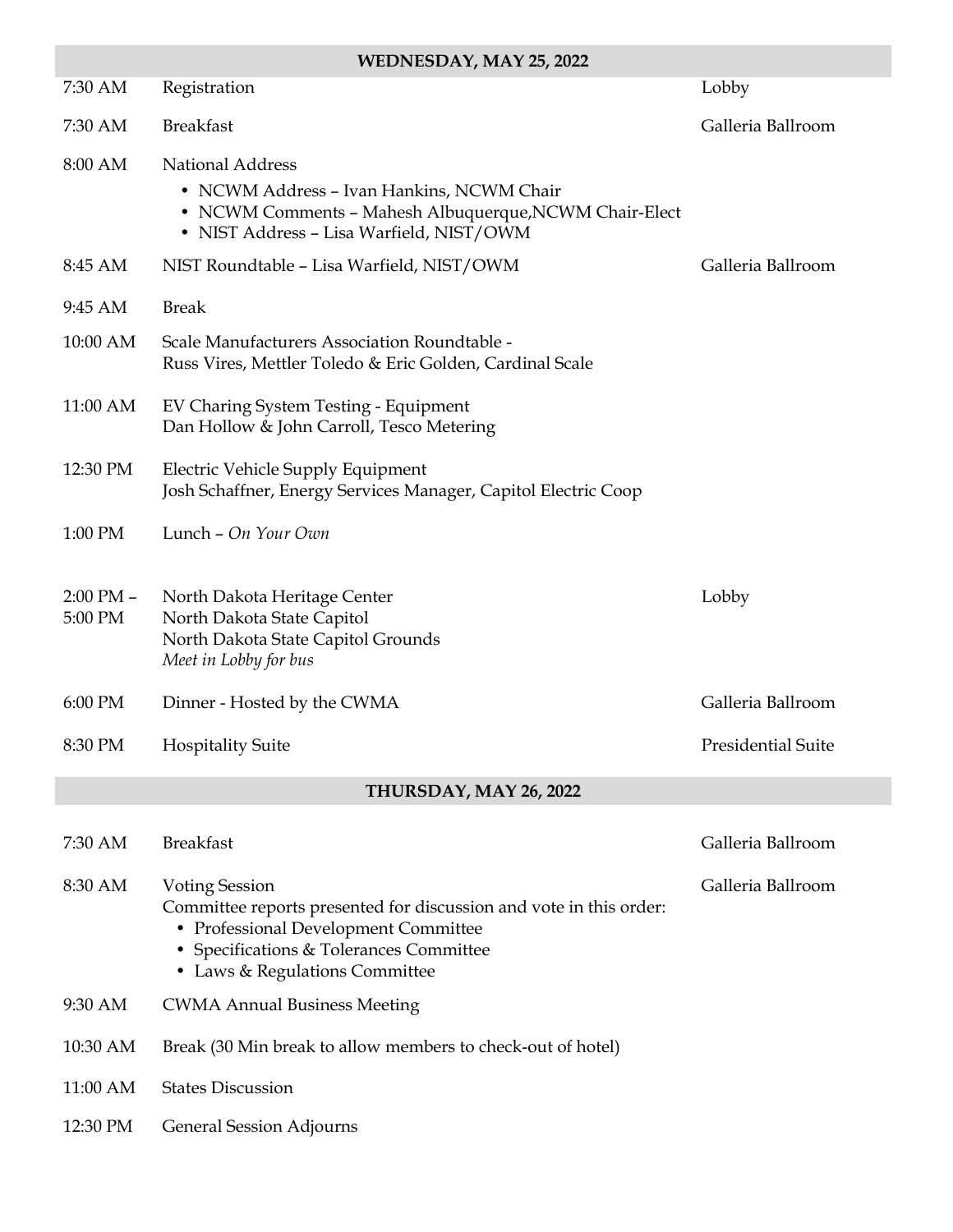| WEDNESDAY, MAY 25, 2022 | | |
|---|---|---|
| 7:30 AM | Registration | Lobby |
| 7:30 AM | Breakfast | Galleria Ballroom |
| 8:00 AM | National Address<br>• NCWM Address – Ivan Hankins, NCWM Chair<br>• NCWM Comments – Mahesh Albuquerque,NCWM Chair-Elect<br>• NIST Address – Lisa Warfield, NIST/OWM | |
| 8:45 AM | NIST Roundtable – Lisa Warfield, NIST/OWM | Galleria Ballroom |
| 9:45 AM | Break | |
| 10:00 AM | Scale Manufacturers Association Roundtable -<br>Russ Vires, Mettler Toledo & Eric Golden, Cardinal Scale | |
| 11:00 AM | EV Charing System Testing - Equipment<br>Dan Hollow & John Carroll, Tesco Metering | |
| 12:30 PM | Electric Vehicle Supply Equipment<br>Josh Schaffner, Energy Services Manager, Capitol Electric Coop | |
| 1:00 PM | Lunch – *On Your Own* | |
| 2:00 PM – 5:00 PM | North Dakota Heritage Center<br>North Dakota State Capitol<br>North Dakota State Capitol Grounds<br>*Meet in Lobby for bus* | Lobby |
| 6:00 PM | Dinner - Hosted by the CWMA | Galleria Ballroom |
| 8:30 PM | Hospitality Suite | Presidential Suite |

| THURSDAY, MAY 26, 2022 | | |
|---|---|---|
| 7:30 AM | Breakfast | Galleria Ballroom |
| 8:30 AM | Voting Session<br>Committee reports presented for discussion and vote in this order:<br>• Professional Development Committee<br>• Specifications & Tolerances Committee<br>• Laws & Regulations Committee | Galleria Ballroom |
| 9:30 AM | CWMA Annual Business Meeting | |
| 10:30 AM | Break (30 Min break to allow members to check-out of hotel) | |
| 11:00 AM | States Discussion | |
| 12:30 PM | General Session Adjourns | |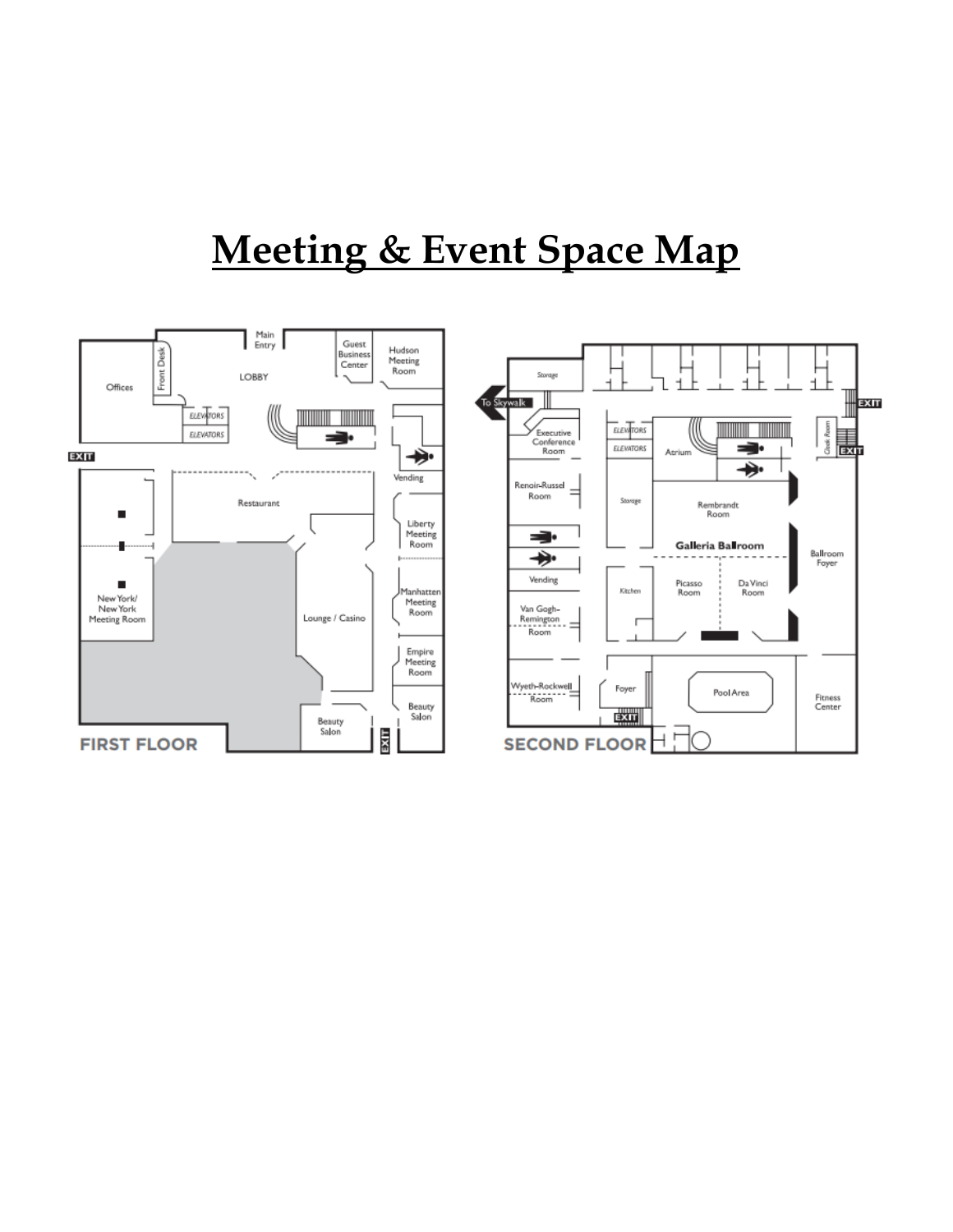# Meeting & Event Space Map

Main Entry

Offices

Front Desk

LOBBY

Guest Business Center

Hudson Meeting Room

ELEVATORS

ELEVATORS

EXIT

Vending

Restaurant

Liberty Meeting Room

Manhatten Meeting Room

New York/ New York Meeting Room

Lounge / Casino

Empire Meeting Room

Beauty Salon

Beauty Salon

EXIT

FIRST FLOOR

Storage

To Skywalk

EXIT

Executive Conference Room

ELEVATORS

ELEVATORS

Atrium

Cloak Room

EXIT

Renoir-Russel Room

Storage

Rembrandt Room

Galleria Ballroom

Ballroom Foyer

Vending

Kitchen

Picasso Room

Da Vinci Room

Van Gogh-Remington Room

Wyeth-Rockwell Room

Foyer

Pool Area

Fitness Center

EXIT

SECOND FLOOR